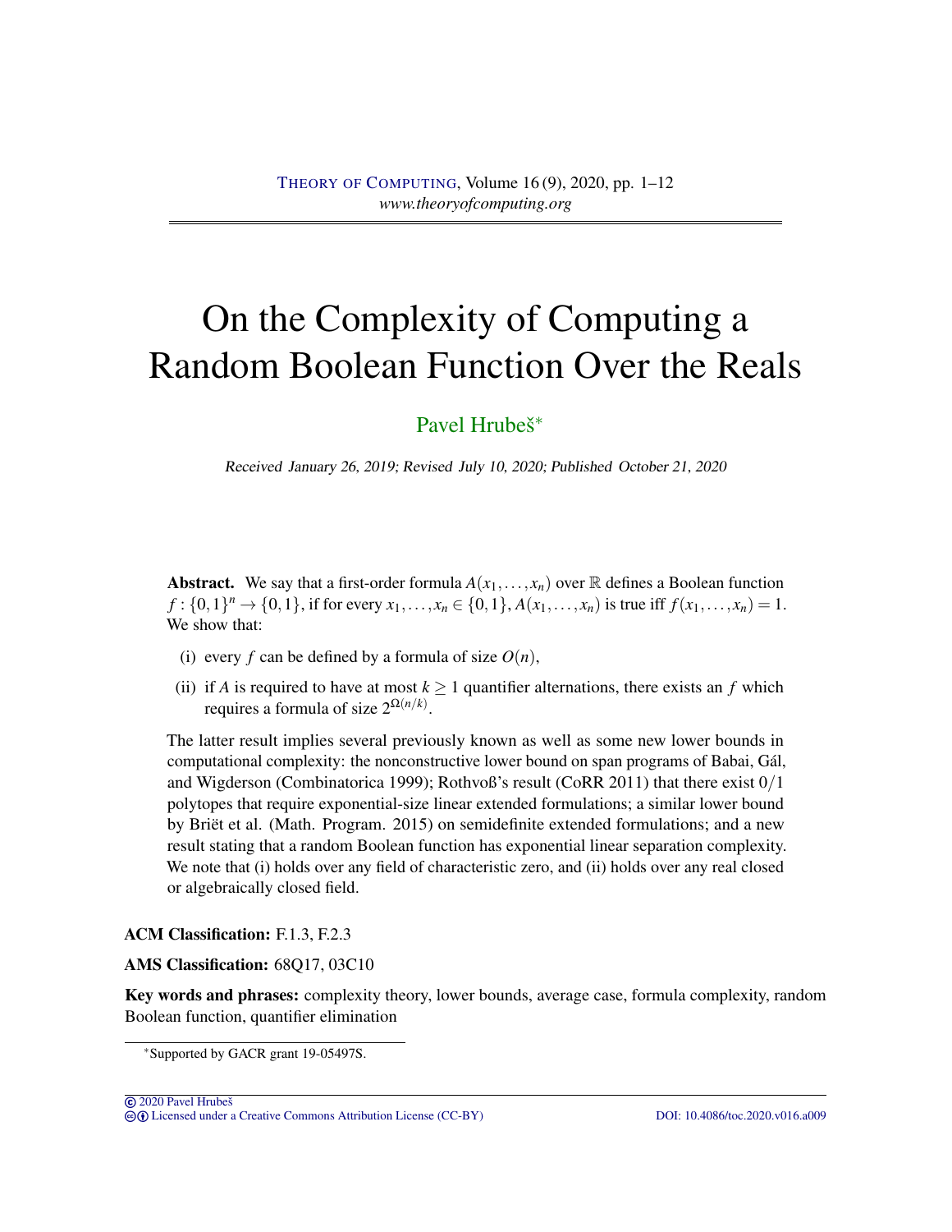# On the Complexity of Computing a Random Boolean Function Over the Reals

Pavel Hrubeš*

*Received January 26, 2019; Revised July 10, 2020; Published October 21, 2020*

**Abstract.** We say that a first-order formula $A(x_1,\dots,x_n)$ over $\mathbb{R}$ defines a Boolean function $f:\{0,1\}^n \to \{0,1\}$, if for every $x_1,\dots,x_n \in \{0,1\}$, $A(x_1,\dots,x_n)$ is true iff $f(x_1,\dots,x_n)=1$. We show that:

(i) every $f$ can be defined by a formula of size $O(n)$,

(ii) if $A$ is required to have at most $k \geq 1$ quantifier alternations, there exists an $f$ which requires a formula of size $2^{\Omega(n/k)}$.

The latter result implies several previously known as well as some new lower bounds in computational complexity: the nonconstructive lower bound on span programs of Babai, Gál, and Wigderson (Combinatorica 1999); Rothvoß's result (CoRR 2011) that there exist $0/1$ polytopes that require exponential-size linear extended formulations; a similar lower bound by Briët et al. (Math. Program. 2015) on semidefinite extended formulations; and a new result stating that a random Boolean function has exponential linear separation complexity. We note that (i) holds over any field of characteristic zero, and (ii) holds over any real closed or algebraically closed field.

**ACM Classification:** F.1.3, F.2.3

**AMS Classification:** 68Q17, 03C10

**Key words and phrases:** complexity theory, lower bounds, average case, formula complexity, random Boolean function, quantifier elimination

*Supported by GACR grant 19-05497S.

© 2020 Pavel Hrubeš
Licensed under a Creative Commons Attribution License (CC-BY) DOI: 10.4086/toc.2020.v016.a009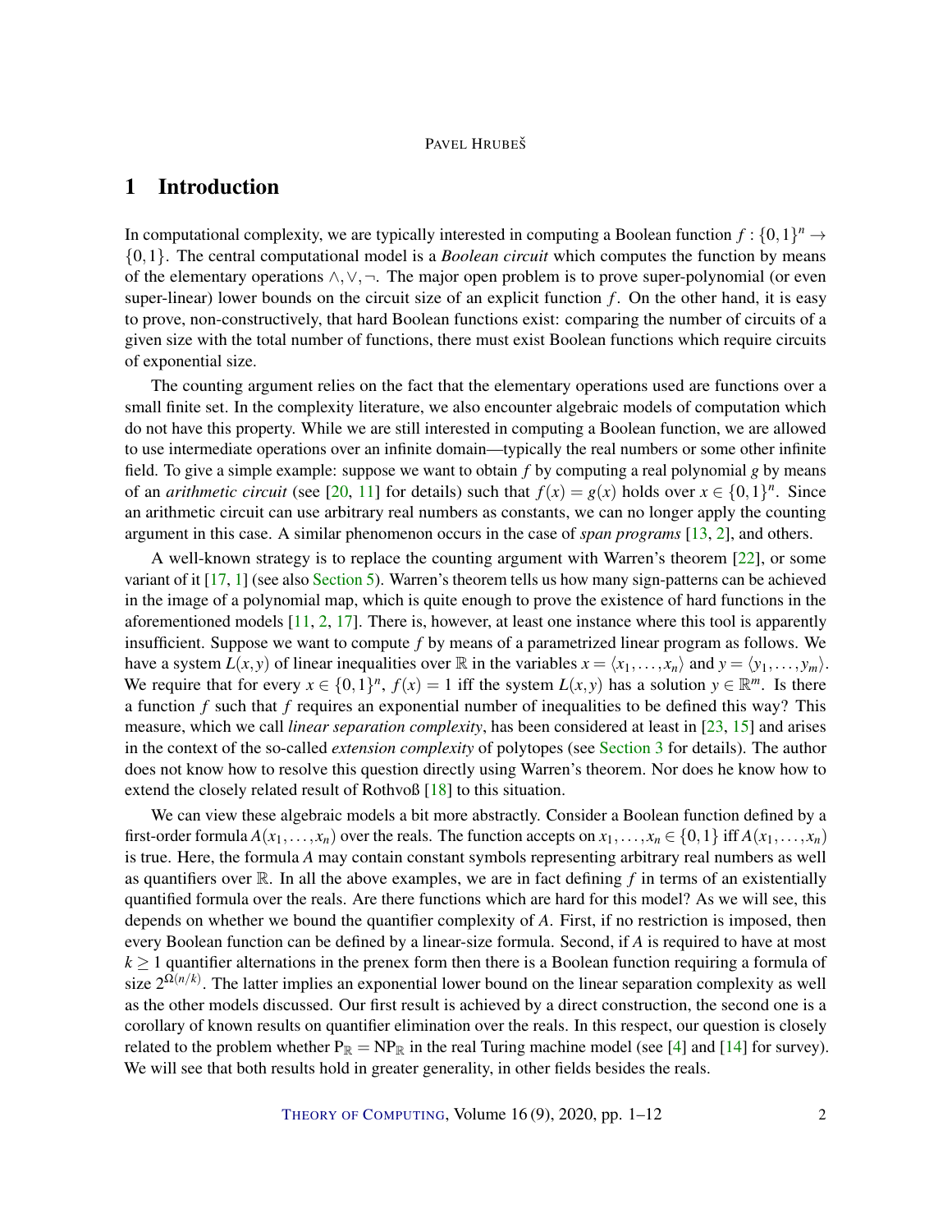# 1 Introduction

In computational complexity, we are typically interested in computing a Boolean function $f : \{0,1\}^n \to \{0,1\}$. The central computational model is a *Boolean circuit* which computes the function by means of the elementary operations $\wedge, \vee, \neg$. The major open problem is to prove super-polynomial (or even super-linear) lower bounds on the circuit size of an explicit function $f$. On the other hand, it is easy to prove, non-constructively, that hard Boolean functions exist: comparing the number of circuits of a given size with the total number of functions, there must exist Boolean functions which require circuits of exponential size.

The counting argument relies on the fact that the elementary operations used are functions over a small finite set. In the complexity literature, we also encounter algebraic models of computation which do not have this property. While we are still interested in computing a Boolean function, we are allowed to use intermediate operations over an infinite domain—typically the real numbers or some other infinite field. To give a simple example: suppose we want to obtain $f$ by computing a real polynomial $g$ by means of an *arithmetic circuit* (see [20, 11] for details) such that $f(x) = g(x)$ holds over $x \in \{0,1\}^n$. Since an arithmetic circuit can use arbitrary real numbers as constants, we can no longer apply the counting argument in this case. A similar phenomenon occurs in the case of *span programs* [13, 2], and others.

A well-known strategy is to replace the counting argument with Warren's theorem [22], or some variant of it [17, 1] (see also Section 5). Warren's theorem tells us how many sign-patterns can be achieved in the image of a polynomial map, which is quite enough to prove the existence of hard functions in the aforementioned models [11, 2, 17]. There is, however, at least one instance where this tool is apparently insufficient. Suppose we want to compute $f$ by means of a parametrized linear program as follows. We have a system $L(x,y)$ of linear inequalities over $\mathbb{R}$ in the variables $x = \langle x_1, \dots, x_n \rangle$ and $y = \langle y_1, \dots, y_m \rangle$. We require that for every $x \in \{0,1\}^n$, $f(x) = 1$ iff the system $L(x,y)$ has a solution $y \in \mathbb{R}^m$. Is there a function $f$ such that $f$ requires an exponential number of inequalities to be defined this way? This measure, which we call *linear separation complexity*, has been considered at least in [23, 15] and arises in the context of the so-called *extension complexity* of polytopes (see Section 3 for details). The author does not know how to resolve this question directly using Warren's theorem. Nor does he know how to extend the closely related result of Rothvoß [18] to this situation.

We can view these algebraic models a bit more abstractly. Consider a Boolean function defined by a first-order formula $A(x_1, \dots, x_n)$ over the reals. The function accepts on $x_1, \dots, x_n \in \{0,1\}$ iff $A(x_1, \dots, x_n)$ is true. Here, the formula $A$ may contain constant symbols representing arbitrary real numbers as well as quantifiers over $\mathbb{R}$. In all the above examples, we are in fact defining $f$ in terms of an existentially quantified formula over the reals. Are there functions which are hard for this model? As we will see, this depends on whether we bound the quantifier complexity of $A$. First, if no restriction is imposed, then every Boolean function can be defined by a linear-size formula. Second, if $A$ is required to have at most $k \geq 1$ quantifier alternations in the prenex form then there is a Boolean function requiring a formula of size $2^{\Omega(n/k)}$. The latter implies an exponential lower bound on the linear separation complexity as well as the other models discussed. Our first result is achieved by a direct construction, the second one is a corollary of known results on quantifier elimination over the reals. In this respect, our question is closely related to the problem whether $\mathrm{P}_{\mathbb{R}} = \mathrm{NP}_{\mathbb{R}}$ in the real Turing machine model (see [4] and [14] for survey). We will see that both results hold in greater generality, in other fields besides the reals.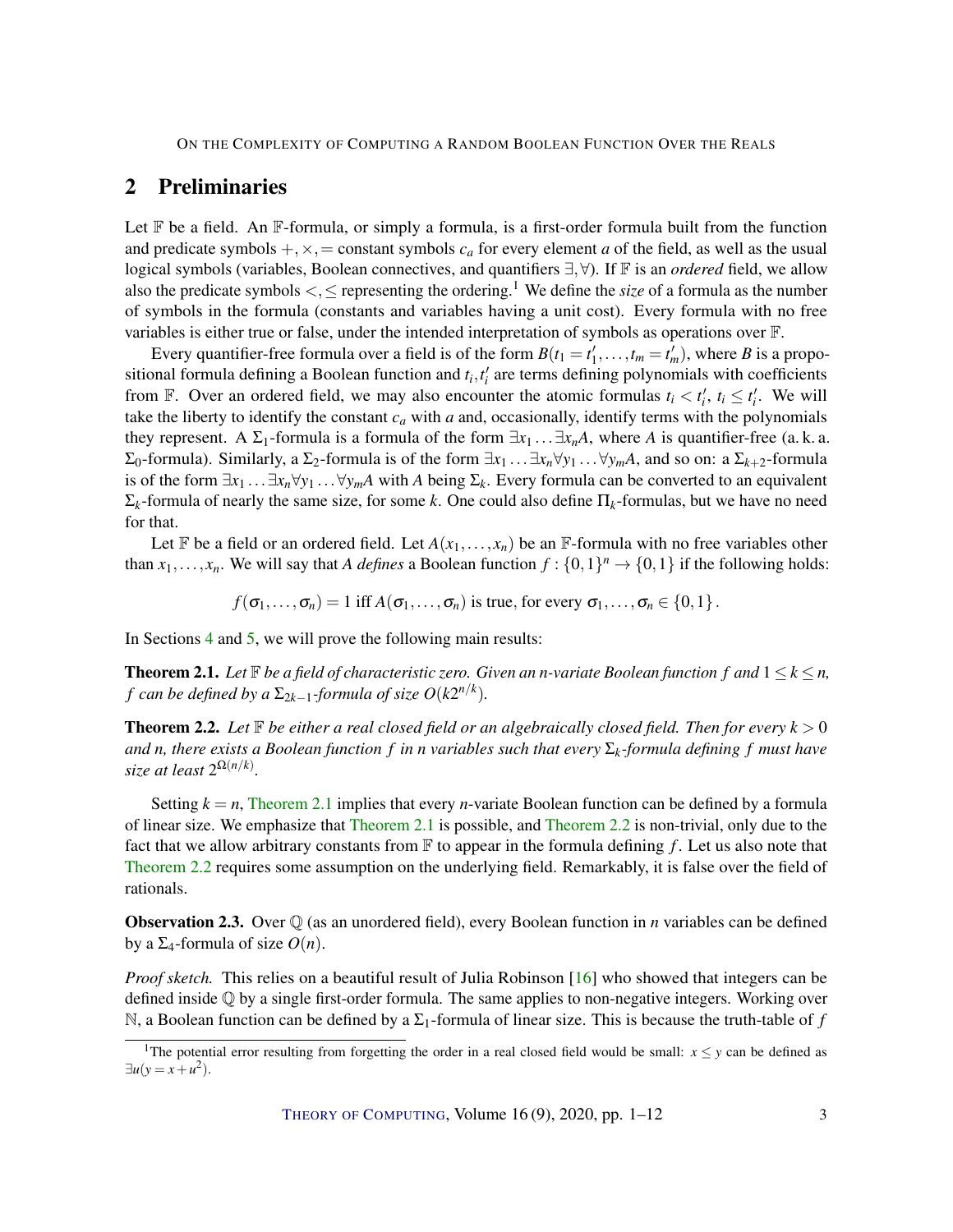## 2 Preliminaries

Let $\mathbb{F}$ be a field. An $\mathbb{F}$-formula, or simply a formula, is a first-order formula built from the function and predicate symbols $+, \times, =$ constant symbols $c_a$ for every element $a$ of the field, as well as the usual logical symbols (variables, Boolean connectives, and quantifiers $\exists, \forall$). If $\mathbb{F}$ is an *ordered* field, we allow also the predicate symbols $<, \leq$ representing the ordering.[1] We define the *size* of a formula as the number of symbols in the formula (constants and variables having a unit cost). Every formula with no free variables is either true or false, under the intended interpretation of symbols as operations over $\mathbb{F}$.

Every quantifier-free formula over a field is of the form $B(t_1 = t_1', \ldots, t_m = t_m')$, where $B$ is a propositional formula defining a Boolean function and $t_i, t_i'$ are terms defining polynomials with coefficients from $\mathbb{F}$. Over an ordered field, we may also encounter the atomic formulas $t_i < t_i'$, $t_i \leq t_i'$. We will take the liberty to identify the constant $c_a$ with $a$ and, occasionally, identify terms with the polynomials they represent. A $\Sigma_1$-formula is a formula of the form $\exists x_1 \ldots \exists x_n A$, where $A$ is quantifier-free (a. k. a. $\Sigma_0$-formula). Similarly, a $\Sigma_2$-formula is of the form $\exists x_1 \ldots \exists x_n \forall y_1 \ldots \forall y_m A$, and so on: a $\Sigma_{k+2}$-formula is of the form $\exists x_1 \ldots \exists x_n \forall y_1 \ldots \forall y_m A$ with $A$ being $\Sigma_k$. Every formula can be converted to an equivalent $\Sigma_k$-formula of nearly the same size, for some $k$. One could also define $\Pi_k$-formulas, but we have no need for that.

Let $\mathbb{F}$ be a field or an ordered field. Let $A(x_1, \ldots, x_n)$ be an $\mathbb{F}$-formula with no free variables other than $x_1, \ldots, x_n$. We will say that $A$ *defines* a Boolean function $f : \{0,1\}^n \to \{0,1\}$ if the following holds:

$$f(\sigma_1, \ldots, \sigma_n) = 1 \text{ iff } A(\sigma_1, \ldots, \sigma_n) \text{ is true, for every } \sigma_1, \ldots, \sigma_n \in \{0,1\}.$$

In Sections 4 and 5, we will prove the following main results:

**Theorem 2.1.** *Let $\mathbb{F}$ be a field of characteristic zero. Given an n-variate Boolean function $f$ and $1 \leq k \leq n$, $f$ can be defined by a $\Sigma_{2k-1}$-formula of size $O(k2^{n/k})$.*

**Theorem 2.2.** *Let $\mathbb{F}$ be either a real closed field or an algebraically closed field. Then for every $k > 0$ and $n$, there exists a Boolean function $f$ in $n$ variables such that every $\Sigma_k$-formula defining $f$ must have size at least $2^{\Omega(n/k)}$.*

Setting $k = n$, Theorem 2.1 implies that every $n$-variate Boolean function can be defined by a formula of linear size. We emphasize that Theorem 2.1 is possible, and Theorem 2.2 is non-trivial, only due to the fact that we allow arbitrary constants from $\mathbb{F}$ to appear in the formula defining $f$. Let us also note that Theorem 2.2 requires some assumption on the underlying field. Remarkably, it is false over the field of rationals.

**Observation 2.3.** Over $\mathbb{Q}$ (as an unordered field), every Boolean function in $n$ variables can be defined by a $\Sigma_4$-formula of size $O(n)$.

*Proof sketch.* This relies on a beautiful result of Julia Robinson [16] who showed that integers can be defined inside $\mathbb{Q}$ by a single first-order formula. The same applies to non-negative integers. Working over $\mathbb{N}$, a Boolean function can be defined by a $\Sigma_1$-formula of linear size. This is because the truth-table of $f$

[1] The potential error resulting from forgetting the order in a real closed field would be small: $x \leq y$ can be defined as $\exists u (y = x + u^2)$.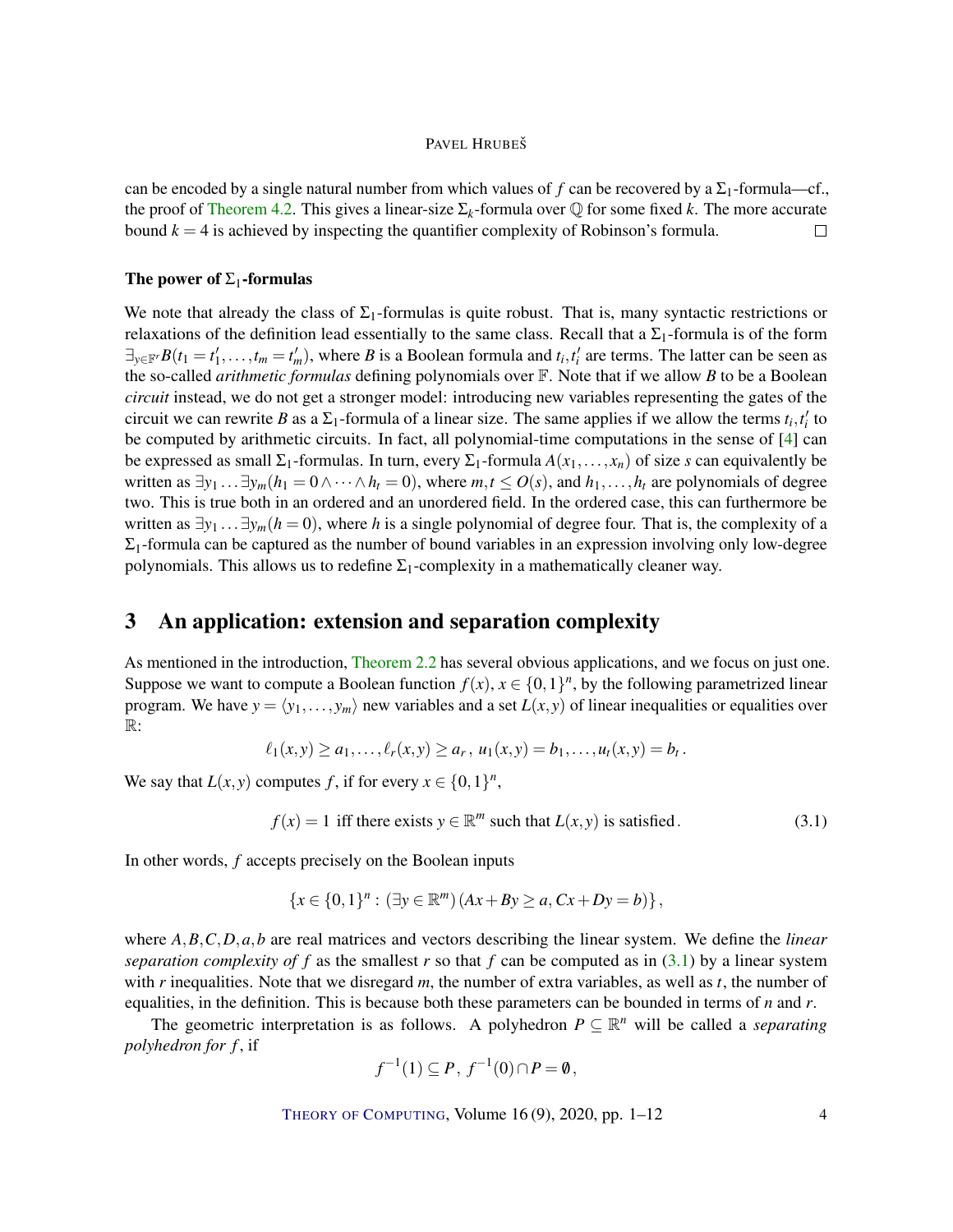can be encoded by a single natural number from which values of $f$ can be recovered by a $\Sigma_1$-formula—cf., the proof of Theorem 4.2. This gives a linear-size $\Sigma_k$-formula over $\mathbb{Q}$ for some fixed $k$. The more accurate bound $k = 4$ is achieved by inspecting the quantifier complexity of Robinson's formula. □

**The power of $\Sigma_1$-formulas**

We note that already the class of $\Sigma_1$-formulas is quite robust. That is, many syntactic restrictions or relaxations of the definition lead essentially to the same class. Recall that a $\Sigma_1$-formula is of the form $\exists_{y \in \mathbb{F}^r} B(t_1 = t'_1, \ldots, t_m = t'_m)$, where $B$ is a Boolean formula and $t_i, t'_i$ are terms. The latter can be seen as the so-called *arithmetic formulas* defining polynomials over $\mathbb{F}$. Note that if we allow $B$ to be a Boolean *circuit* instead, we do not get a stronger model: introducing new variables representing the gates of the circuit we can rewrite $B$ as a $\Sigma_1$-formula of a linear size. The same applies if we allow the terms $t_i, t'_i$ to be computed by arithmetic circuits. In fact, all polynomial-time computations in the sense of [4] can be expressed as small $\Sigma_1$-formulas. In turn, every $\Sigma_1$-formula $A(x_1, \ldots, x_n)$ of size $s$ can equivalently be written as $\exists y_1 \ldots \exists y_m (h_1 = 0 \wedge \cdots \wedge h_t = 0)$, where $m, t \leq O(s)$, and $h_1, \ldots, h_t$ are polynomials of degree two. This is true both in an ordered and an unordered field. In the ordered case, this can furthermore be written as $\exists y_1 \ldots \exists y_m (h = 0)$, where $h$ is a single polynomial of degree four. That is, the complexity of a $\Sigma_1$-formula can be captured as the number of bound variables in an expression involving only low-degree polynomials. This allows us to redefine $\Sigma_1$-complexity in a mathematically cleaner way.

## 3 An application: extension and separation complexity

As mentioned in the introduction, Theorem 2.2 has several obvious applications, and we focus on just one. Suppose we want to compute a Boolean function $f(x)$, $x \in \{0,1\}^n$, by the following parametrized linear program. We have $y = \langle y_1, \ldots, y_m \rangle$ new variables and a set $L(x,y)$ of linear inequalities or equalities over $\mathbb{R}$:

$$\ell_1(x,y) \geq a_1, \ldots, \ell_r(x,y) \geq a_r\,,\; u_1(x,y) = b_1, \ldots, u_t(x,y) = b_t\,.$$

We say that $L(x,y)$ computes $f$, if for every $x \in \{0,1\}^n$,

$$f(x) = 1 \text{ iff there exists } y \in \mathbb{R}^m \text{ such that } L(x,y) \text{ is satisfied}\,. \tag{3.1}$$

In other words, $f$ accepts precisely on the Boolean inputs

$$\{x \in \{0,1\}^n : (\exists y \in \mathbb{R}^m)\,(Ax + By \geq a,\, Cx + Dy = b)\}\,,$$

where $A, B, C, D, a, b$ are real matrices and vectors describing the linear system. We define the *linear separation complexity of $f$* as the smallest $r$ so that $f$ can be computed as in (3.1) by a linear system with $r$ inequalities. Note that we disregard $m$, the number of extra variables, as well as $t$, the number of equalities, in the definition. This is because both these parameters can be bounded in terms of $n$ and $r$.

The geometric interpretation is as follows. A polyhedron $P \subseteq \mathbb{R}^n$ will be called a *separating polyhedron for $f$*, if

$$f^{-1}(1) \subseteq P\,,\; f^{-1}(0) \cap P = \emptyset\,,$$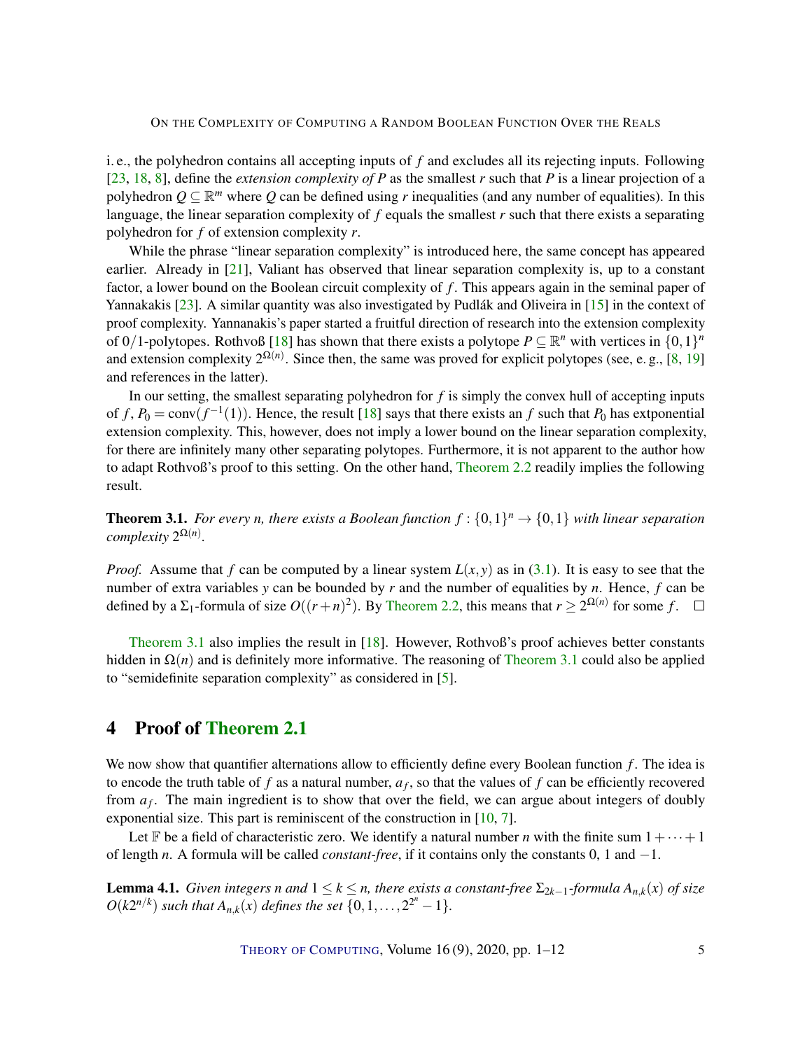i. e., the polyhedron contains all accepting inputs of $f$ and excludes all its rejecting inputs. Following [23, 18, 8], define the *extension complexity of $P$* as the smallest $r$ such that $P$ is a linear projection of a polyhedron $Q \subseteq \mathbb{R}^m$ where $Q$ can be defined using $r$ inequalities (and any number of equalities). In this language, the linear separation complexity of $f$ equals the smallest $r$ such that there exists a separating polyhedron for $f$ of extension complexity $r$.

While the phrase "linear separation complexity" is introduced here, the same concept has appeared earlier. Already in [21], Valiant has observed that linear separation complexity is, up to a constant factor, a lower bound on the Boolean circuit complexity of $f$. This appears again in the seminal paper of Yannakakis [23]. A similar quantity was also investigated by Pudlák and Oliveira in [15] in the context of proof complexity. Yannanakis's paper started a fruitful direction of research into the extension complexity of 0/1-polytopes. Rothvoß [18] has shown that there exists a polytope $P \subseteq \mathbb{R}^n$ with vertices in $\{0,1\}^n$ and extension complexity $2^{\Omega(n)}$. Since then, the same was proved for explicit polytopes (see, e. g., [8, 19] and references in the latter).

In our setting, the smallest separating polyhedron for $f$ is simply the convex hull of accepting inputs of $f$, $P_0 = \mathrm{conv}(f^{-1}(1))$. Hence, the result [18] says that there exists an $f$ such that $P_0$ has extponential extension complexity. This, however, does not imply a lower bound on the linear separation complexity, for there are infinitely many other separating polytopes. Furthermore, it is not apparent to the author how to adapt Rothvoß's proof to this setting. On the other hand, Theorem 2.2 readily implies the following result.

**Theorem 3.1.** *For every $n$, there exists a Boolean function $f : \{0,1\}^n \to \{0,1\}$ with linear separation complexity $2^{\Omega(n)}$.*

*Proof.* Assume that $f$ can be computed by a linear system $L(x,y)$ as in (3.1). It is easy to see that the number of extra variables $y$ can be bounded by $r$ and the number of equalities by $n$. Hence, $f$ can be defined by a $\Sigma_1$-formula of size $O((r+n)^2)$. By Theorem 2.2, this means that $r \geq 2^{\Omega(n)}$ for some $f$. $\square$

Theorem 3.1 also implies the result in [18]. However, Rothvoß's proof achieves better constants hidden in $\Omega(n)$ and is definitely more informative. The reasoning of Theorem 3.1 could also be applied to "semidefinite separation complexity" as considered in [5].

## 4 Proof of Theorem 2.1

We now show that quantifier alternations allow to efficiently define every Boolean function $f$. The idea is to encode the truth table of $f$ as a natural number, $a_f$, so that the values of $f$ can be efficiently recovered from $a_f$. The main ingredient is to show that over the field, we can argue about integers of doubly exponential size. This part is reminiscent of the construction in [10, 7].

Let $\mathbb{F}$ be a field of characteristic zero. We identify a natural number $n$ with the finite sum $1+\cdots+1$ of length $n$. A formula will be called *constant-free*, if it contains only the constants 0, 1 and $-1$.

**Lemma 4.1.** *Given integers $n$ and $1 \leq k \leq n$, there exists a constant-free $\Sigma_{2k-1}$-formula $A_{n,k}(x)$ of size $O(k2^{n/k})$ such that $A_{n,k}(x)$ defines the set $\{0,1,\ldots,2^{2^n}-1\}$.*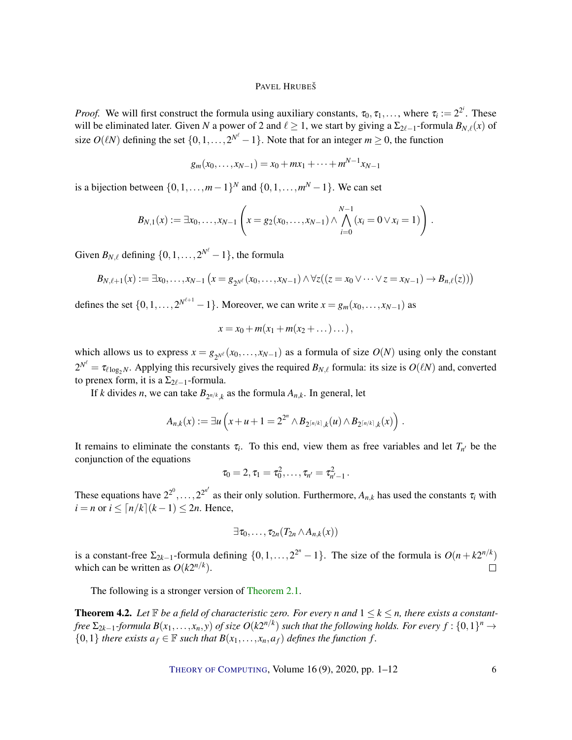*Proof.* We will first construct the formula using auxiliary constants, $\tau_0, \tau_1, \dots$, where $\tau_i := 2^{2^i}$. These will be eliminated later. Given $N$ a power of 2 and $\ell \geq 1$, we start by giving a $\Sigma_{2\ell-1}$-formula $B_{N,\ell}(x)$ of size $O(\ell N)$ defining the set $\{0, 1, \dots, 2^{N^\ell} - 1\}$. Note that for an integer $m \geq 0$, the function

$$g_m(x_0, \dots, x_{N-1}) = x_0 + mx_1 + \dots + m^{N-1}x_{N-1}$$

is a bijection between $\{0, 1, \dots, m-1\}^N$ and $\{0, 1, \dots, m^N - 1\}$. We can set

$$B_{N,1}(x) := \exists x_0, \dots, x_{N-1} \left( x = g_2(x_0, \dots, x_{N-1}) \wedge \bigwedge_{i=0}^{N-1} (x_i = 0 \vee x_i = 1) \right).$$

Given $B_{N,\ell}$ defining $\{0, 1, \dots, 2^{N^\ell} - 1\}$, the formula

$$B_{N,\ell+1}(x) := \exists x_0, \dots, x_{N-1} \left( x = g_{2^{N^\ell}}(x_0, \dots, x_{N-1}) \wedge \forall z((z = x_0 \vee \dots \vee z = x_{N-1}) \rightarrow B_{N,\ell}(z)) \right)$$

defines the set $\{0, 1, \dots, 2^{N^{\ell+1}} - 1\}$. Moreover, we can write $x = g_m(x_0, \dots, x_{N-1})$ as

$$x = x_0 + m(x_1 + m(x_2 + \dots) \dots),$$

which allows us to express $x = g_{2^{N^\ell}}(x_0, \dots, x_{N-1})$ as a formula of size $O(N)$ using only the constant $2^{N^\ell} = \tau_{\ell \log_2 N}$. Applying this recursively gives the required $B_{N,\ell}$ formula: its size is $O(\ell N)$ and, converted to prenex form, it is a $\Sigma_{2\ell-1}$-formula.

If $k$ divides $n$, we can take $B_{2^{n/k},k}$ as the formula $A_{n,k}$. In general, let

$$A_{n,k}(x) := \exists u \left( x + u + 1 = 2^{2^n} \wedge B_{2^{\lceil n/k \rceil},k}(u) \wedge B_{2^{\lceil n/k \rceil},k}(x) \right).$$

It remains to eliminate the constants $\tau_i$. To this end, view them as free variables and let $T_{n'}$ be the conjunction of the equations

$$\tau_0 = 2, \tau_1 = \tau_0^2, \dots, \tau_{n'} = \tau_{n'-1}^2.$$

These equations have $2^{2^0}, \dots, 2^{2^{n'}}$ as their only solution. Furthermore, $A_{n,k}$ has used the constants $\tau_i$ with $i = n$ or $i \leq \lceil n/k \rceil (k-1) \leq 2n$. Hence,

$$\exists \tau_0, \dots, \tau_{2n} (T_{2n} \wedge A_{n,k}(x))$$

is a constant-free $\Sigma_{2k-1}$-formula defining $\{0, 1, \dots, 2^{2^n} - 1\}$. The size of the formula is $O(n + k2^{n/k})$ which can be written as $O(k2^{n/k})$. □

The following is a stronger version of Theorem 2.1.

**Theorem 4.2.** *Let $\mathbb{F}$ be a field of characteristic zero. For every $n$ and $1 \leq k \leq n$, there exists a constant-free $\Sigma_{2k-1}$-formula $B(x_1, \dots, x_n, y)$ of size $O(k2^{n/k})$ such that the following holds. For every $f : \{0,1\}^n \rightarrow \{0,1\}$ there exists $a_f \in \mathbb{F}$ such that $B(x_1, \dots, x_n, a_f)$ defines the function $f$.*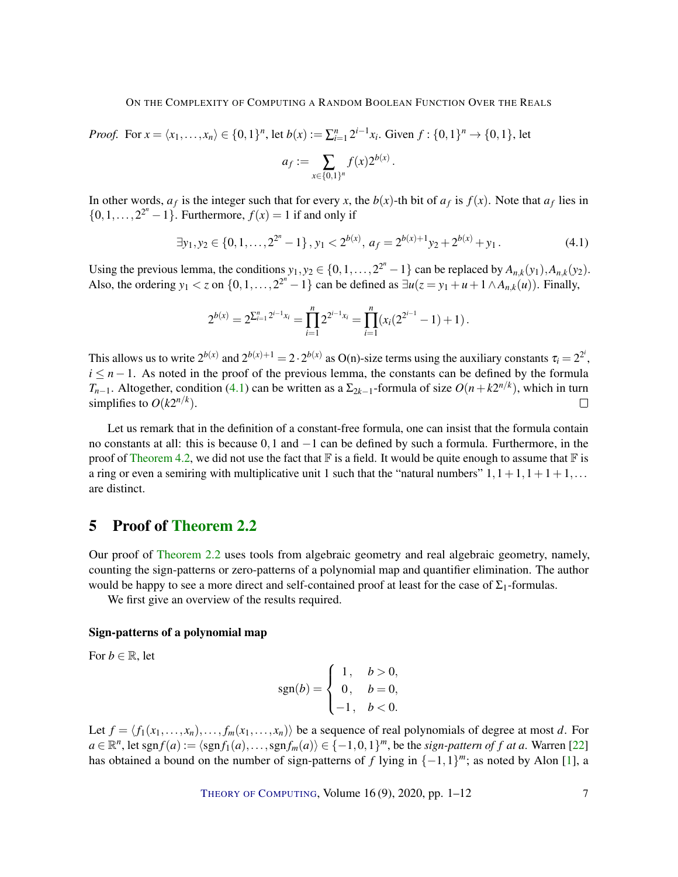*Proof.* For $x = \langle x_1, \ldots, x_n \rangle \in \{0,1\}^n$, let $b(x) := \sum_{i=1}^n 2^{i-1} x_i$. Given $f : \{0,1\}^n \to \{0,1\}$, let

$$a_f := \sum_{x \in \{0,1\}^n} f(x) 2^{b(x)}.$$

In other words, $a_f$ is the integer such that for every $x$, the $b(x)$-th bit of $a_f$ is $f(x)$. Note that $a_f$ lies in $\{0, 1, \ldots, 2^{2^n} - 1\}$. Furthermore, $f(x) = 1$ if and only if

$$\exists y_1, y_2 \in \{0, 1, \ldots, 2^{2^n} - 1\}, \, y_1 < 2^{b(x)}, \, a_f = 2^{b(x)+1} y_2 + 2^{b(x)} + y_1. \tag{4.1}$$

Using the previous lemma, the conditions $y_1, y_2 \in \{0, 1, \ldots, 2^{2^n} - 1\}$ can be replaced by $A_{n,k}(y_1), A_{n,k}(y_2)$. Also, the ordering $y_1 < z$ on $\{0, 1, \ldots, 2^{2^n} - 1\}$ can be defined as $\exists u (z = y_1 + u + 1 \wedge A_{n,k}(u))$. Finally,

$$2^{b(x)} = 2^{\sum_{i=1}^n 2^{i-1} x_i} = \prod_{i=1}^n 2^{2^{i-1} x_i} = \prod_{i=1}^n (x_i (2^{2^{i-1}} - 1) + 1).$$

This allows us to write $2^{b(x)}$ and $2^{b(x)+1} = 2 \cdot 2^{b(x)}$ as O(n)-size terms using the auxiliary constants $\tau_i = 2^{2^i}$, $i \leq n-1$. As noted in the proof of the previous lemma, the constants can be defined by the formula $T_{n-1}$. Altogether, condition (4.1) can be written as a $\Sigma_{2k-1}$-formula of size $O(n + k2^{n/k})$, which in turn simplifies to $O(k2^{n/k})$. $\square$

Let us remark that in the definition of a constant-free formula, one can insist that the formula contain no constants at all: this is because $0, 1$ and $-1$ can be defined by such a formula. Furthermore, in the proof of Theorem 4.2, we did not use the fact that $\mathbb{F}$ is a field. It would be quite enough to assume that $\mathbb{F}$ is a ring or even a semiring with multiplicative unit 1 such that the "natural numbers" $1, 1+1, 1+1+1, \ldots$ are distinct.

## 5 Proof of Theorem 2.2

Our proof of Theorem 2.2 uses tools from algebraic geometry and real algebraic geometry, namely, counting the sign-patterns or zero-patterns of a polynomial map and quantifier elimination. The author would be happy to see a more direct and self-contained proof at least for the case of $\Sigma_1$-formulas.

We first give an overview of the results required.

### Sign-patterns of a polynomial map

For $b \in \mathbb{R}$, let

$$\operatorname{sgn}(b) = \begin{cases} 1, & b > 0, \\ 0, & b = 0, \\ -1, & b < 0. \end{cases}$$

Let $f = \langle f_1(x_1, \ldots, x_n), \ldots, f_m(x_1, \ldots, x_n) \rangle$ be a sequence of real polynomials of degree at most $d$. For $a \in \mathbb{R}^n$, let $\operatorname{sgn} f(a) := \langle \operatorname{sgn} f_1(a), \ldots, \operatorname{sgn} f_m(a) \rangle \in \{-1, 0, 1\}^m$, be the *sign-pattern of $f$ at $a$*. Warren [22] has obtained a bound on the number of sign-patterns of $f$ lying in $\{-1, 1\}^m$; as noted by Alon [1], a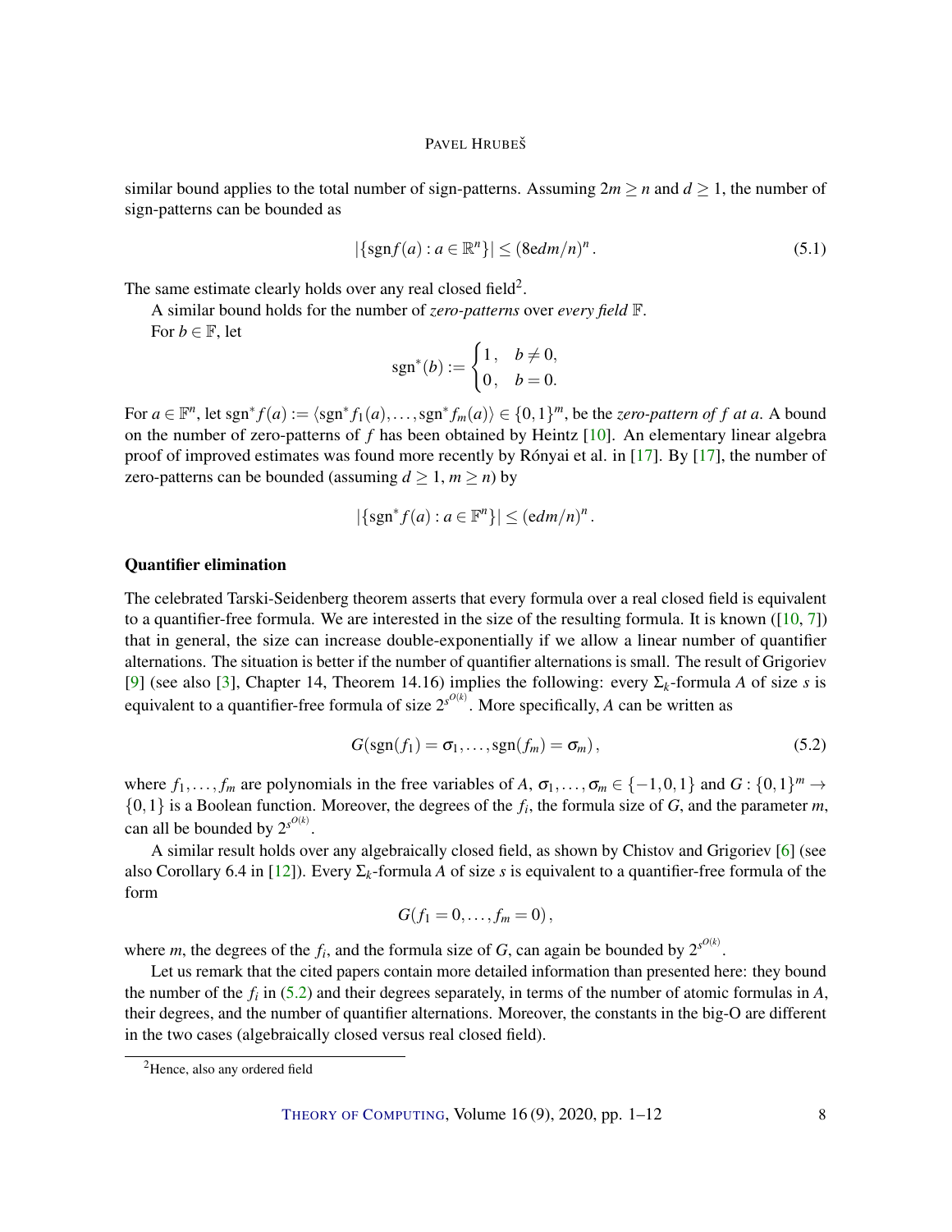similar bound applies to the total number of sign-patterns. Assuming $2m \geq n$ and $d \geq 1$, the number of sign-patterns can be bounded as

$$|\{\mathrm{sgn} f(a) : a \in \mathbb{R}^n\}| \leq (8edm/n)^n \,. \tag{5.1}$$

The same estimate clearly holds over any real closed field[2].

A similar bound holds for the number of *zero-patterns* over *every field* $\mathbb{F}$.

For $b \in \mathbb{F}$, let

$$\mathrm{sgn}^*(b) := \begin{cases} 1, & b \neq 0, \\ 0, & b = 0. \end{cases}$$

For $a \in \mathbb{F}^n$, let $\mathrm{sgn}^* f(a) := \langle \mathrm{sgn}^* f_1(a), \ldots, \mathrm{sgn}^* f_m(a) \rangle \in \{0,1\}^m$, be the *zero-pattern of $f$ at $a$*. A bound on the number of zero-patterns of $f$ has been obtained by Heintz [10]. An elementary linear algebra proof of improved estimates was found more recently by Rónyai et al. in [17]. By [17], the number of zero-patterns can be bounded (assuming $d \geq 1$, $m \geq n$) by

$$|\{\mathrm{sgn}^* f(a) : a \in \mathbb{F}^n\}| \leq (edm/n)^n \,.$$

### Quantifier elimination

The celebrated Tarski-Seidenberg theorem asserts that every formula over a real closed field is equivalent to a quantifier-free formula. We are interested in the size of the resulting formula. It is known ([10, 7]) that in general, the size can increase double-exponentially if we allow a linear number of quantifier alternations. The situation is better if the number of quantifier alternations is small. The result of Grigoriev [9] (see also [3], Chapter 14, Theorem 14.16) implies the following: every $\Sigma_k$-formula $A$ of size $s$ is equivalent to a quantifier-free formula of size $2^{s^{O(k)}}$. More specifically, $A$ can be written as

$$G(\mathrm{sgn}(f_1) = \sigma_1, \ldots, \mathrm{sgn}(f_m) = \sigma_m) \,, \tag{5.2}$$

where $f_1, \ldots, f_m$ are polynomials in the free variables of $A$, $\sigma_1, \ldots, \sigma_m \in \{-1, 0, 1\}$ and $G : \{0,1\}^m \to \{0,1\}$ is a Boolean function. Moreover, the degrees of the $f_i$, the formula size of $G$, and the parameter $m$, can all be bounded by $2^{s^{O(k)}}$.

A similar result holds over any algebraically closed field, as shown by Chistov and Grigoriev [6] (see also Corollary 6.4 in [12]). Every $\Sigma_k$-formula $A$ of size $s$ is equivalent to a quantifier-free formula of the form

$$G(f_1 = 0, \ldots, f_m = 0) \,,$$

where $m$, the degrees of the $f_i$, and the formula size of $G$, can again be bounded by $2^{s^{O(k)}}$.

Let us remark that the cited papers contain more detailed information than presented here: they bound the number of the $f_i$ in (5.2) and their degrees separately, in terms of the number of atomic formulas in $A$, their degrees, and the number of quantifier alternations. Moreover, the constants in the big-O are different in the two cases (algebraically closed versus real closed field).

---

[2] Hence, also any ordered field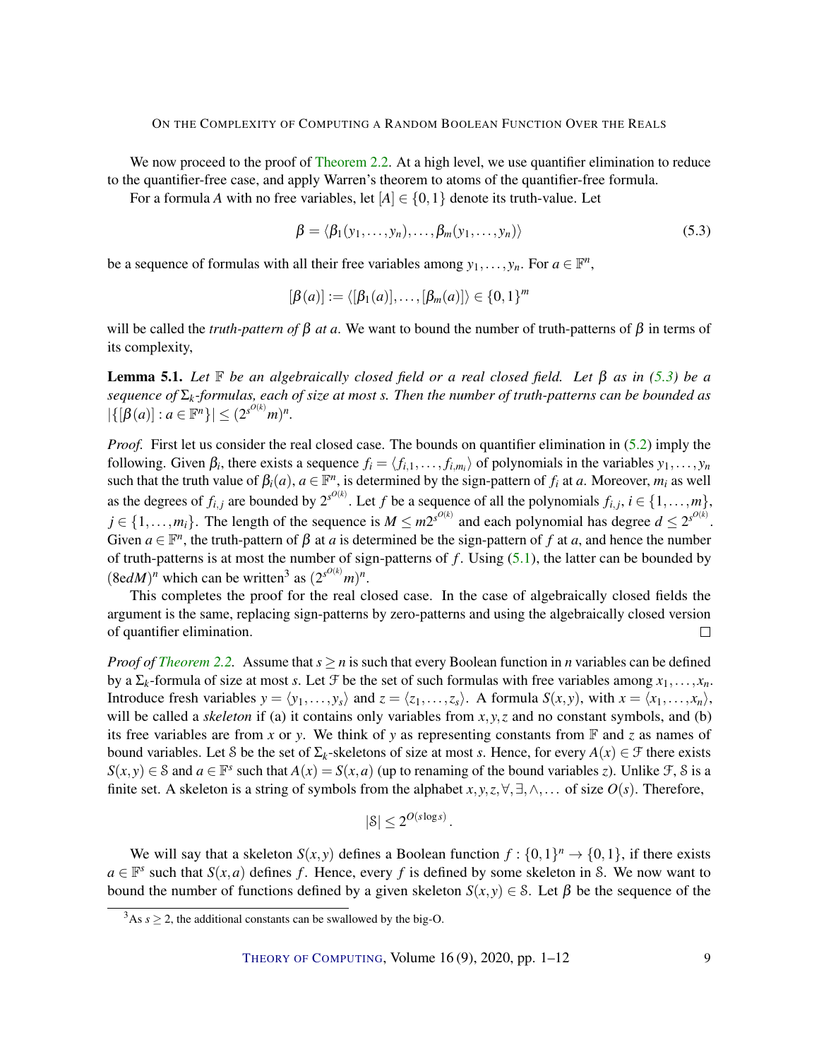We now proceed to the proof of Theorem 2.2. At a high level, we use quantifier elimination to reduce to the quantifier-free case, and apply Warren's theorem to atoms of the quantifier-free formula.

For a formula $A$ with no free variables, let $[A] \in \{0,1\}$ denote its truth-value. Let

$$\beta = \langle \beta_1(y_1,\ldots,y_n),\ldots,\beta_m(y_1,\ldots,y_n)\rangle \tag{5.3}$$

be a sequence of formulas with all their free variables among $y_1,\ldots,y_n$. For $a \in \mathbb{F}^n$,

$$[\beta(a)] := \langle [\beta_1(a)],\ldots,[\beta_m(a)]\rangle \in \{0,1\}^m$$

will be called the *truth-pattern of $\beta$ at $a$*. We want to bound the number of truth-patterns of $\beta$ in terms of its complexity,

**Lemma 5.1.** *Let $\mathbb{F}$ be an algebraically closed field or a real closed field. Let $\beta$ as in (5.3) be a sequence of $\Sigma_k$-formulas, each of size at most $s$. Then the number of truth-patterns can be bounded as $|\{[\beta(a)] : a \in \mathbb{F}^n\}| \leq (2^{s^{O(k)}}m)^n$.*

*Proof.* First let us consider the real closed case. The bounds on quantifier elimination in (5.2) imply the following. Given $\beta_i$, there exists a sequence $f_i = \langle f_{i,1},\ldots,f_{i,m_i}\rangle$ of polynomials in the variables $y_1,\ldots,y_n$ such that the truth value of $\beta_i(a)$, $a \in \mathbb{F}^n$, is determined by the sign-pattern of $f_i$ at $a$. Moreover, $m_i$ as well as the degrees of $f_{i,j}$ are bounded by $2^{s^{O(k)}}$. Let $f$ be a sequence of all the polynomials $f_{i,j}$, $i \in \{1,\ldots,m\}$, $j \in \{1,\ldots,m_i\}$. The length of the sequence is $M \leq m2^{s^{O(k)}}$ and each polynomial has degree $d \leq 2^{s^{O(k)}}$. Given $a \in \mathbb{F}^n$, the truth-pattern of $\beta$ at $a$ is determined be the sign-pattern of $f$ at $a$, and hence the number of truth-patterns is at most the number of sign-patterns of $f$. Using (5.1), the latter can be bounded by $(8edM)^n$ which can be written[3] as $(2^{s^{O(k)}}m)^n$.

This completes the proof for the real closed case. In the case of algebraically closed fields the argument is the same, replacing sign-patterns by zero-patterns and using the algebraically closed version of quantifier elimination. □

*Proof of Theorem 2.2.* Assume that $s \geq n$ is such that every Boolean function in $n$ variables can be defined by a $\Sigma_k$-formula of size at most $s$. Let $\mathcal{F}$ be the set of such formulas with free variables among $x_1,\ldots,x_n$. Introduce fresh variables $y = \langle y_1,\ldots,y_s\rangle$ and $z = \langle z_1,\ldots,z_s\rangle$. A formula $S(x,y)$, with $x = \langle x_1,\ldots,x_n\rangle$, will be called a *skeleton* if (a) it contains only variables from $x,y,z$ and no constant symbols, and (b) its free variables are from $x$ or $y$. We think of $y$ as representing constants from $\mathbb{F}$ and $z$ as names of bound variables. Let $\mathcal{S}$ be the set of $\Sigma_k$-skeletons of size at most $s$. Hence, for every $A(x) \in \mathcal{F}$ there exists $S(x,y) \in \mathcal{S}$ and $a \in \mathbb{F}^s$ such that $A(x) = S(x,a)$ (up to renaming of the bound variables $z$). Unlike $\mathcal{F}$, $\mathcal{S}$ is a finite set. A skeleton is a string of symbols from the alphabet $x,y,z,\forall,\exists,\wedge,\ldots$ of size $O(s)$. Therefore,

$$|\mathcal{S}| \leq 2^{O(s\log s)}.$$

We will say that a skeleton $S(x,y)$ defines a Boolean function $f : \{0,1\}^n \to \{0,1\}$, if there exists $a \in \mathbb{F}^s$ such that $S(x,a)$ defines $f$. Hence, every $f$ is defined by some skeleton in $\mathcal{S}$. We now want to bound the number of functions defined by a given skeleton $S(x,y) \in \mathcal{S}$. Let $\beta$ be the sequence of the

[3] As $s \geq 2$, the additional constants can be swallowed by the big-O.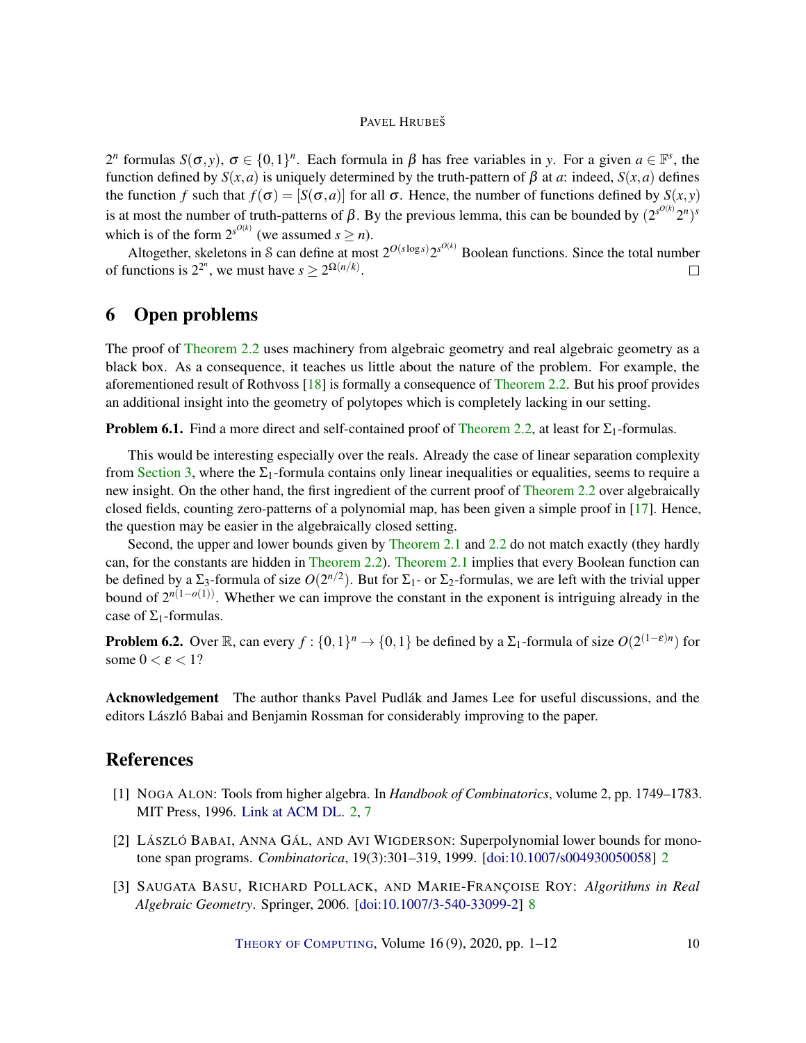$2^n$ formulas $S(\sigma, y)$, $\sigma \in \{0,1\}^n$. Each formula in $\beta$ has free variables in $y$. For a given $a \in \mathbb{F}^s$, the function defined by $S(x,a)$ is uniquely determined by the truth-pattern of $\beta$ at $a$: indeed, $S(x,a)$ defines the function $f$ such that $f(\sigma) = [S(\sigma,a)]$ for all $\sigma$. Hence, the number of functions defined by $S(x,y)$ is at most the number of truth-patterns of $\beta$. By the previous lemma, this can be bounded by $(2^{s^{O(k)}} 2^n)^s$ which is of the form $2^{s^{O(k)}}$ (we assumed $s \geq n$).

Altogether, skeletons in $\mathcal{S}$ can define at most $2^{O(s\log s)} 2^{s^{O(k)}}$ Boolean functions. Since the total number of functions is $2^{2^n}$, we must have $s \geq 2^{\Omega(n/k)}$. □

## 6 Open problems

The proof of Theorem 2.2 uses machinery from algebraic geometry and real algebraic geometry as a black box. As a consequence, it teaches us little about the nature of the problem. For example, the aforementioned result of Rothvoss [18] is formally a consequence of Theorem 2.2. But his proof provides an additional insight into the geometry of polytopes which is completely lacking in our setting.

**Problem 6.1.** Find a more direct and self-contained proof of Theorem 2.2, at least for $\Sigma_1$-formulas.

This would be interesting especially over the reals. Already the case of linear separation complexity from Section 3, where the $\Sigma_1$-formula contains only linear inequalities or equalities, seems to require a new insight. On the other hand, the first ingredient of the current proof of Theorem 2.2 over algebraically closed fields, counting zero-patterns of a polynomial map, has been given a simple proof in [17]. Hence, the question may be easier in the algebraically closed setting.

Second, the upper and lower bounds given by Theorem 2.1 and 2.2 do not match exactly (they hardly can, for the constants are hidden in Theorem 2.2). Theorem 2.1 implies that every Boolean function can be defined by a $\Sigma_3$-formula of size $O(2^{n/2})$. But for $\Sigma_1$- or $\Sigma_2$-formulas, we are left with the trivial upper bound of $2^{n(1-o(1))}$. Whether we can improve the constant in the exponent is intriguing already in the case of $\Sigma_1$-formulas.

**Problem 6.2.** Over $\mathbb{R}$, can every $f : \{0,1\}^n \to \{0,1\}$ be defined by a $\Sigma_1$-formula of size $O(2^{(1-\varepsilon)n})$ for some $0 < \varepsilon < 1$?

**Acknowledgement** The author thanks Pavel Pudlák and James Lee for useful discussions, and the editors László Babai and Benjamin Rossman for considerably improving to the paper.

## References

[1] Noga Alon: Tools from higher algebra. In *Handbook of Combinatorics*, volume 2, pp. 1749–1783. MIT Press, 1996. Link at ACM DL. 2, 7

[2] László Babai, Anna Gál, and Avi Wigderson: Superpolynomial lower bounds for monotone span programs. *Combinatorica*, 19(3):301–319, 1999. [doi:10.1007/s004930050058] 2

[3] Saugata Basu, Richard Pollack, and Marie-Françoise Roy: *Algorithms in Real Algebraic Geometry*. Springer, 2006. [doi:10.1007/3-540-33099-2] 8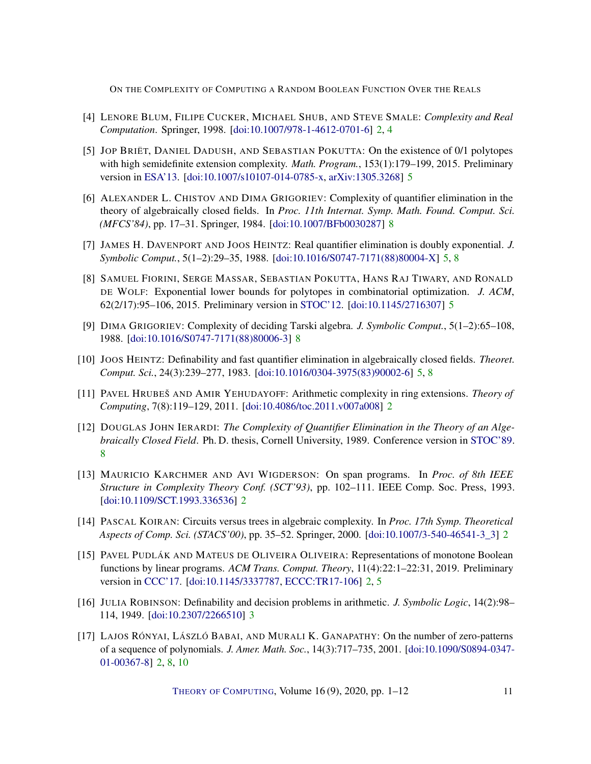[4] Lenore Blum, Filipe Cucker, Michael Shub, and Steve Smale: *Complexity and Real Computation*. Springer, 1998. [doi:10.1007/978-1-4612-0701-6] 2, 4

[5] Jop Briët, Daniel Dadush, and Sebastian Pokutta: On the existence of 0/1 polytopes with high semidefinite extension complexity. *Math. Program.*, 153(1):179–199, 2015. Preliminary version in ESA'13. [doi:10.1007/s10107-014-0785-x, arXiv:1305.3268] 5

[6] Alexander L. Chistov and Dima Grigoriev: Complexity of quantifier elimination in the theory of algebraically closed fields. In *Proc. 11th Internat. Symp. Math. Found. Comput. Sci. (MFCS'84)*, pp. 17–31. Springer, 1984. [doi:10.1007/BFb0030287] 8

[7] James H. Davenport and Joos Heintz: Real quantifier elimination is doubly exponential. *J. Symbolic Comput.*, 5(1–2):29–35, 1988. [doi:10.1016/S0747-7171(88)80004-X] 5, 8

[8] Samuel Fiorini, Serge Massar, Sebastian Pokutta, Hans Raj Tiwary, and Ronald de Wolf: Exponential lower bounds for polytopes in combinatorial optimization. *J. ACM*, 62(2/17):95–106, 2015. Preliminary version in STOC'12. [doi:10.1145/2716307] 5

[9] Dima Grigoriev: Complexity of deciding Tarski algebra. *J. Symbolic Comput.*, 5(1–2):65–108, 1988. [doi:10.1016/S0747-7171(88)80006-3] 8

[10] Joos Heintz: Definability and fast quantifier elimination in algebraically closed fields. *Theoret. Comput. Sci.*, 24(3):239–277, 1983. [doi:10.1016/0304-3975(83)90002-6] 5, 8

[11] Pavel Hrubeš and Amir Yehudayoff: Arithmetic complexity in ring extensions. *Theory of Computing*, 7(8):119–129, 2011. [doi:10.4086/toc.2011.v007a008] 2

[12] Douglas John Ierardi: *The Complexity of Quantifier Elimination in the Theory of an Algebraically Closed Field*. Ph. D. thesis, Cornell University, 1989. Conference version in STOC'89. 8

[13] Mauricio Karchmer and Avi Wigderson: On span programs. In *Proc. of 8th IEEE Structure in Complexity Theory Conf. (SCT'93)*, pp. 102–111. IEEE Comp. Soc. Press, 1993. [doi:10.1109/SCT.1993.336536] 2

[14] Pascal Koiran: Circuits versus trees in algebraic complexity. In *Proc. 17th Symp. Theoretical Aspects of Comp. Sci. (STACS'00)*, pp. 35–52. Springer, 2000. [doi:10.1007/3-540-46541-3_3] 2

[15] Pavel Pudlák and Mateus de Oliveira Oliveira: Representations of monotone Boolean functions by linear programs. *ACM Trans. Comput. Theory*, 11(4):22:1–22:31, 2019. Preliminary version in CCC'17. [doi:10.1145/3337787, ECCC:TR17-106] 2, 5

[16] Julia Robinson: Definability and decision problems in arithmetic. *J. Symbolic Logic*, 14(2):98–114, 1949. [doi:10.2307/2266510] 3

[17] Lajos Rónyai, László Babai, and Murali K. Ganapathy: On the number of zero-patterns of a sequence of polynomials. *J. Amer. Math. Soc.*, 14(3):717–735, 2001. [doi:10.1090/S0894-0347-01-00367-8] 2, 8, 10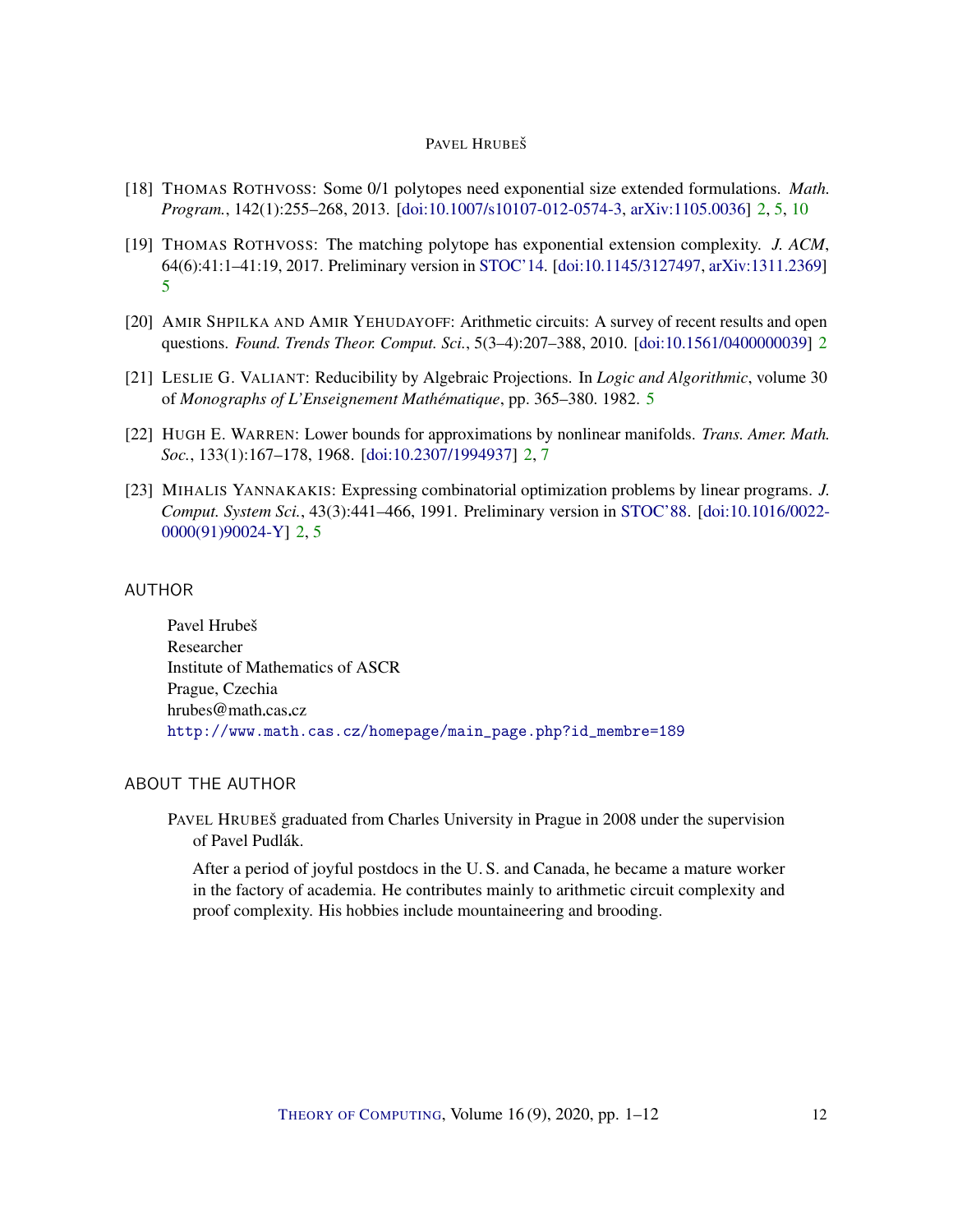[18] Thomas Rothvoss: Some 0/1 polytopes need exponential size extended formulations. *Math. Program.*, 142(1):255–268, 2013. [doi:10.1007/s10107-012-0574-3, arXiv:1105.0036] 2, 5, 10

[19] Thomas Rothvoss: The matching polytope has exponential extension complexity. *J. ACM*, 64(6):41:1–41:19, 2017. Preliminary version in STOC'14. [doi:10.1145/3127497, arXiv:1311.2369] 5

[20] Amir Shpilka and Amir Yehudayoff: Arithmetic circuits: A survey of recent results and open questions. *Found. Trends Theor. Comput. Sci.*, 5(3–4):207–388, 2010. [doi:10.1561/0400000039] 2

[21] Leslie G. Valiant: Reducibility by Algebraic Projections. In *Logic and Algorithmic*, volume 30 of *Monographs of L'Enseignement Mathématique*, pp. 365–380. 1982. 5

[22] Hugh E. Warren: Lower bounds for approximations by nonlinear manifolds. *Trans. Amer. Math. Soc.*, 133(1):167–178, 1968. [doi:10.2307/1994937] 2, 7

[23] Mihalis Yannakakis: Expressing combinatorial optimization problems by linear programs. *J. Comput. System Sci.*, 43(3):441–466, 1991. Preliminary version in STOC'88. [doi:10.1016/0022-0000(91)90024-Y] 2, 5

## AUTHOR

Pavel Hrubeš
Researcher
Institute of Mathematics of ASCR
Prague, Czechia
hrubes@math.cas.cz
http://www.math.cas.cz/homepage/main_page.php?id_membre=189

## ABOUT THE AUTHOR

Pavel Hrubeš graduated from Charles University in Prague in 2008 under the supervision of Pavel Pudlák.

After a period of joyful postdocs in the U. S. and Canada, he became a mature worker in the factory of academia. He contributes mainly to arithmetic circuit complexity and proof complexity. His hobbies include mountaineering and brooding.